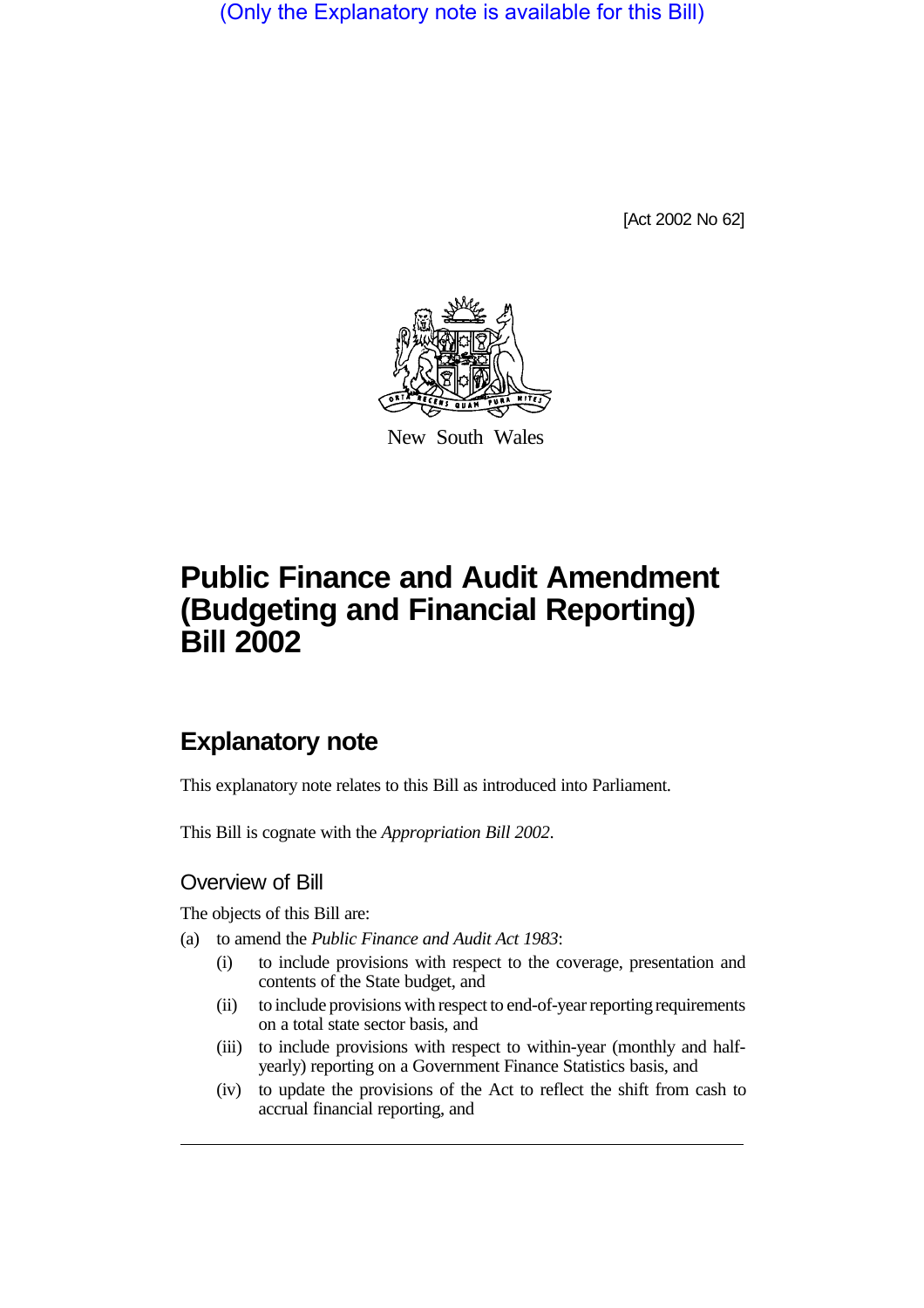(Only the Explanatory note is available for this Bill)

[Act 2002 No 62]

New South Wales

# Public Finance and Audit Amendment (Budgeting and Financial Reporting) Bill 2002

## Explanatory note

This explanatory note relates to this Bill as introduced into Parliament.

This Bill is cognate with the *Appropriation Bill 2002*.

### Overview of Bill

The objects of this Bill are:

(a) to amend the *Public Finance and Audit Act 1983*:

- (i) to include provisions with respect to the coverage, presentation and contents of the State budget, and
- (ii) to include provisions with respect to end-of-year reporting requirements on a total state sector basis, and
- (iii) to include provisions with respect to within-year (monthly and half-yearly) reporting on a Government Finance Statistics basis, and
- (iv) to update the provisions of the Act to reflect the shift from cash to accrual financial reporting, and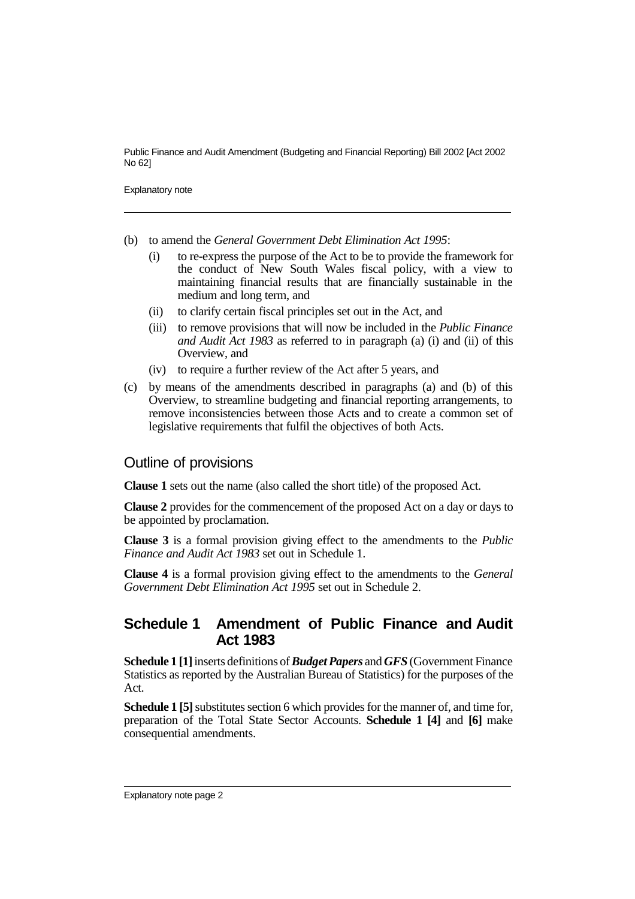(b) to amend the *General Government Debt Elimination Act 1995*:

   (i) to re-express the purpose of the Act to be to provide the framework for the conduct of New South Wales fiscal policy, with a view to maintaining financial results that are financially sustainable in the medium and long term, and

   (ii) to clarify certain fiscal principles set out in the Act, and

   (iii) to remove provisions that will now be included in the *Public Finance and Audit Act 1983* as referred to in paragraph (a) (i) and (ii) of this Overview, and

   (iv) to require a further review of the Act after 5 years, and

(c) by means of the amendments described in paragraphs (a) and (b) of this Overview, to streamline budgeting and financial reporting arrangements, to remove inconsistencies between those Acts and to create a common set of legislative requirements that fulfil the objectives of both Acts.

## Outline of provisions

**Clause 1** sets out the name (also called the short title) of the proposed Act.

**Clause 2** provides for the commencement of the proposed Act on a day or days to be appointed by proclamation.

**Clause 3** is a formal provision giving effect to the amendments to the *Public Finance and Audit Act 1983* set out in Schedule 1.

**Clause 4** is a formal provision giving effect to the amendments to the *General Government Debt Elimination Act 1995* set out in Schedule 2.

## Schedule 1 Amendment of Public Finance and Audit Act 1983

**Schedule 1 [1]** inserts definitions of ***Budget Papers*** and ***GFS*** (Government Finance Statistics as reported by the Australian Bureau of Statistics) for the purposes of the Act.

**Schedule 1 [5]** substitutes section 6 which provides for the manner of, and time for, preparation of the Total State Sector Accounts. **Schedule 1 [4]** and **[6]** make consequential amendments.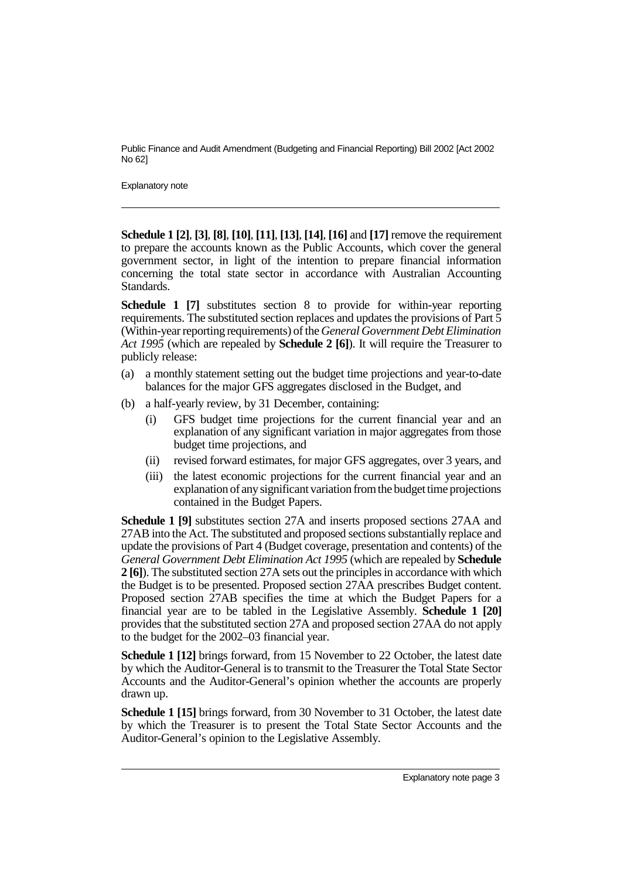**Schedule 1 [2]**, **[3]**, **[8]**, **[10]**, **[11]**, **[13]**, **[14]**, **[16]** and **[17]** remove the requirement to prepare the accounts known as the Public Accounts, which cover the general government sector, in light of the intention to prepare financial information concerning the total state sector in accordance with Australian Accounting Standards.

**Schedule 1 [7]** substitutes section 8 to provide for within-year reporting requirements. The substituted section replaces and updates the provisions of Part 5 (Within-year reporting requirements) of the *General Government Debt Elimination Act 1995* (which are repealed by **Schedule 2 [6]**). It will require the Treasurer to publicly release:

(a) a monthly statement setting out the budget time projections and year-to-date balances for the major GFS aggregates disclosed in the Budget, and

(b) a half-yearly review, by 31 December, containing:

  (i) GFS budget time projections for the current financial year and an explanation of any significant variation in major aggregates from those budget time projections, and

  (ii) revised forward estimates, for major GFS aggregates, over 3 years, and

  (iii) the latest economic projections for the current financial year and an explanation of any significant variation from the budget time projections contained in the Budget Papers.

**Schedule 1 [9]** substitutes section 27A and inserts proposed sections 27AA and 27AB into the Act. The substituted and proposed sections substantially replace and update the provisions of Part 4 (Budget coverage, presentation and contents) of the *General Government Debt Elimination Act 1995* (which are repealed by **Schedule 2 [6]**). The substituted section 27A sets out the principles in accordance with which the Budget is to be presented. Proposed section 27AA prescribes Budget content. Proposed section 27AB specifies the time at which the Budget Papers for a financial year are to be tabled in the Legislative Assembly. **Schedule 1 [20]** provides that the substituted section 27A and proposed section 27AA do not apply to the budget for the 2002–03 financial year.

**Schedule 1 [12]** brings forward, from 15 November to 22 October, the latest date by which the Auditor-General is to transmit to the Treasurer the Total State Sector Accounts and the Auditor-General's opinion whether the accounts are properly drawn up.

**Schedule 1 [15]** brings forward, from 30 November to 31 October, the latest date by which the Treasurer is to present the Total State Sector Accounts and the Auditor-General's opinion to the Legislative Assembly.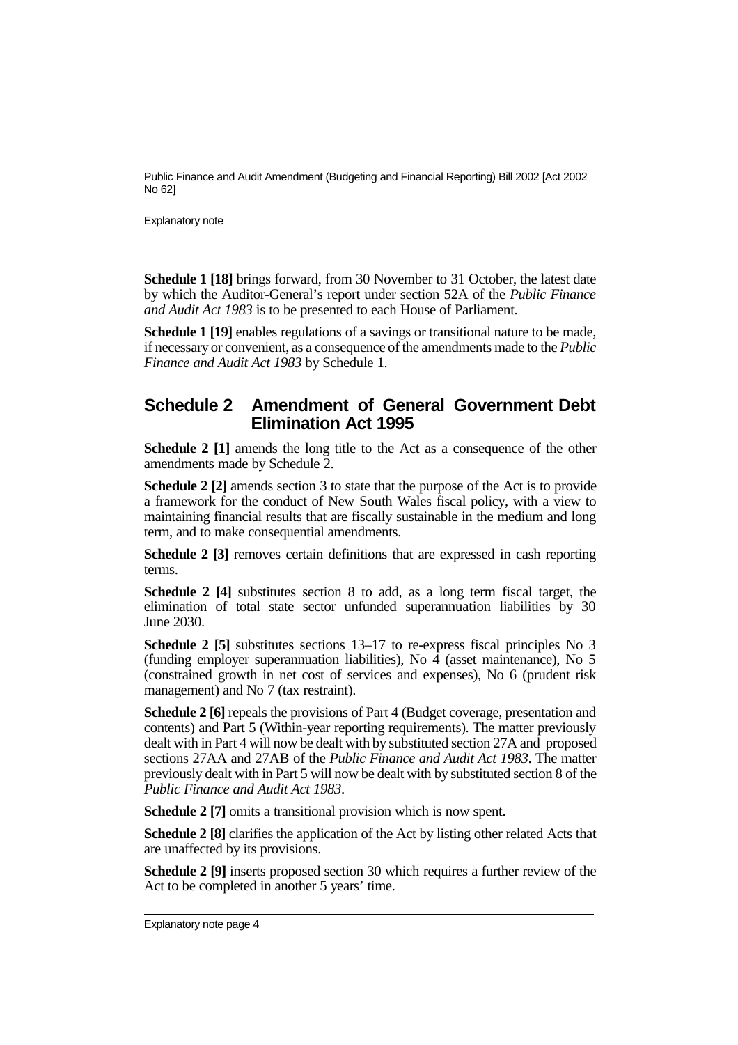**Schedule 1 [18]** brings forward, from 30 November to 31 October, the latest date by which the Auditor-General's report under section 52A of the *Public Finance and Audit Act 1983* is to be presented to each House of Parliament.

**Schedule 1 [19]** enables regulations of a savings or transitional nature to be made, if necessary or convenient, as a consequence of the amendments made to the *Public Finance and Audit Act 1983* by Schedule 1.

## Schedule 2 Amendment of General Government Debt Elimination Act 1995

**Schedule 2 [1]** amends the long title to the Act as a consequence of the other amendments made by Schedule 2.

**Schedule 2 [2]** amends section 3 to state that the purpose of the Act is to provide a framework for the conduct of New South Wales fiscal policy, with a view to maintaining financial results that are fiscally sustainable in the medium and long term, and to make consequential amendments.

**Schedule 2 [3]** removes certain definitions that are expressed in cash reporting terms.

**Schedule 2 [4]** substitutes section 8 to add, as a long term fiscal target, the elimination of total state sector unfunded superannuation liabilities by 30 June 2030.

**Schedule 2 [5]** substitutes sections 13–17 to re-express fiscal principles No 3 (funding employer superannuation liabilities), No 4 (asset maintenance), No 5 (constrained growth in net cost of services and expenses), No 6 (prudent risk management) and No 7 (tax restraint).

**Schedule 2 [6]** repeals the provisions of Part 4 (Budget coverage, presentation and contents) and Part 5 (Within-year reporting requirements). The matter previously dealt with in Part 4 will now be dealt with by substituted section 27A and proposed sections 27AA and 27AB of the *Public Finance and Audit Act 1983*. The matter previously dealt with in Part 5 will now be dealt with by substituted section 8 of the *Public Finance and Audit Act 1983*.

**Schedule 2 [7]** omits a transitional provision which is now spent.

**Schedule 2 [8]** clarifies the application of the Act by listing other related Acts that are unaffected by its provisions.

**Schedule 2 [9]** inserts proposed section 30 which requires a further review of the Act to be completed in another 5 years' time.